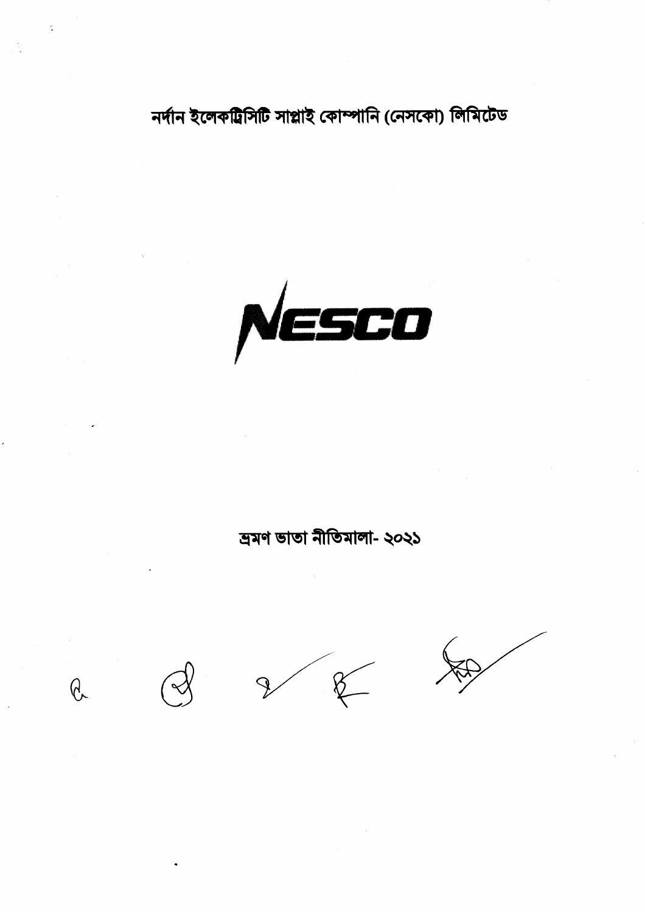# নর্দান ইলেকট্রিসিটি সাপ্লাই কোম্পানি (নেসকো) লিমিটেড

NESCO

## ভ্রমণ ভাতা নীতিমালা- ২০২১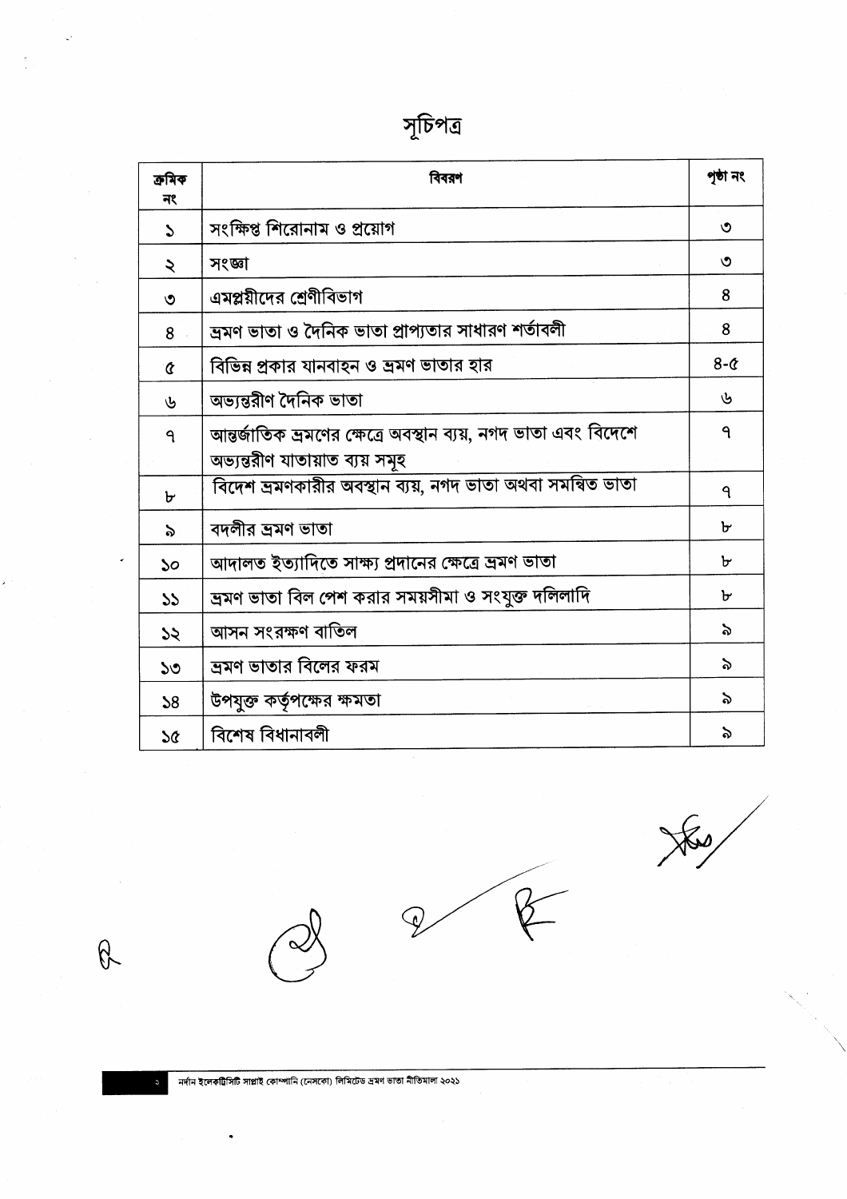# সূচিপত্র

| ক্রমিক নং | বিবরণ | পৃষ্ঠা নং |
| --- | --- | --- |
| ১ | সংক্ষিপ্ত শিরোনাম ও প্রয়োগ | ৩ |
| ২ | সংজ্ঞা | ৩ |
| ৩ | এমপ্লয়ীদের শ্রেণীবিভাগ | ৪ |
| ৪ | ভ্রমণ ভাতা ও দৈনিক ভাতা প্রাপ্যতার সাধারণ শর্তাবলী | ৪ |
| ৫ | বিভিন্ন প্রকার যানবাহন ও ভ্রমণ ভাতার হার | ৪-৫ |
| ৬ | অভ্যন্তরীণ দৈনিক ভাতা | ৬ |
| ৭ | আন্তর্জাতিক ভ্রমণের ক্ষেত্রে অবস্থান ব্যয়, নগদ ভাতা এবং বিদেশে অভ্যন্তরীণ যাতায়াত ব্যয় সমূহ | ৭ |
| ৮ | বিদেশ ভ্রমণকারীর অবস্থান ব্যয়, নগদ ভাতা অথবা সমন্বিত ভাতা | ৭ |
| ৯ | বদলীর ভ্রমণ ভাতা | ৮ |
| ১০ | আদালত ইত্যাদিতে সাক্ষ্য প্রদানের ক্ষেত্রে ভ্রমণ ভাতা | ৮ |
| ১১ | ভ্রমণ ভাতা বিল পেশ করার সময়সীমা ও সংযুক্ত দলিলাদি | ৮ |
| ১২ | আসন সংরক্ষণ বাতিল | ৯ |
| ১৩ | ভ্রমণ ভাতার বিলের ফরম | ৯ |
| ১৪ | উপযুক্ত কর্তৃপক্ষের ক্ষমতা | ৯ |
| ১৫ | বিশেষ বিধানাবলী | ৯ |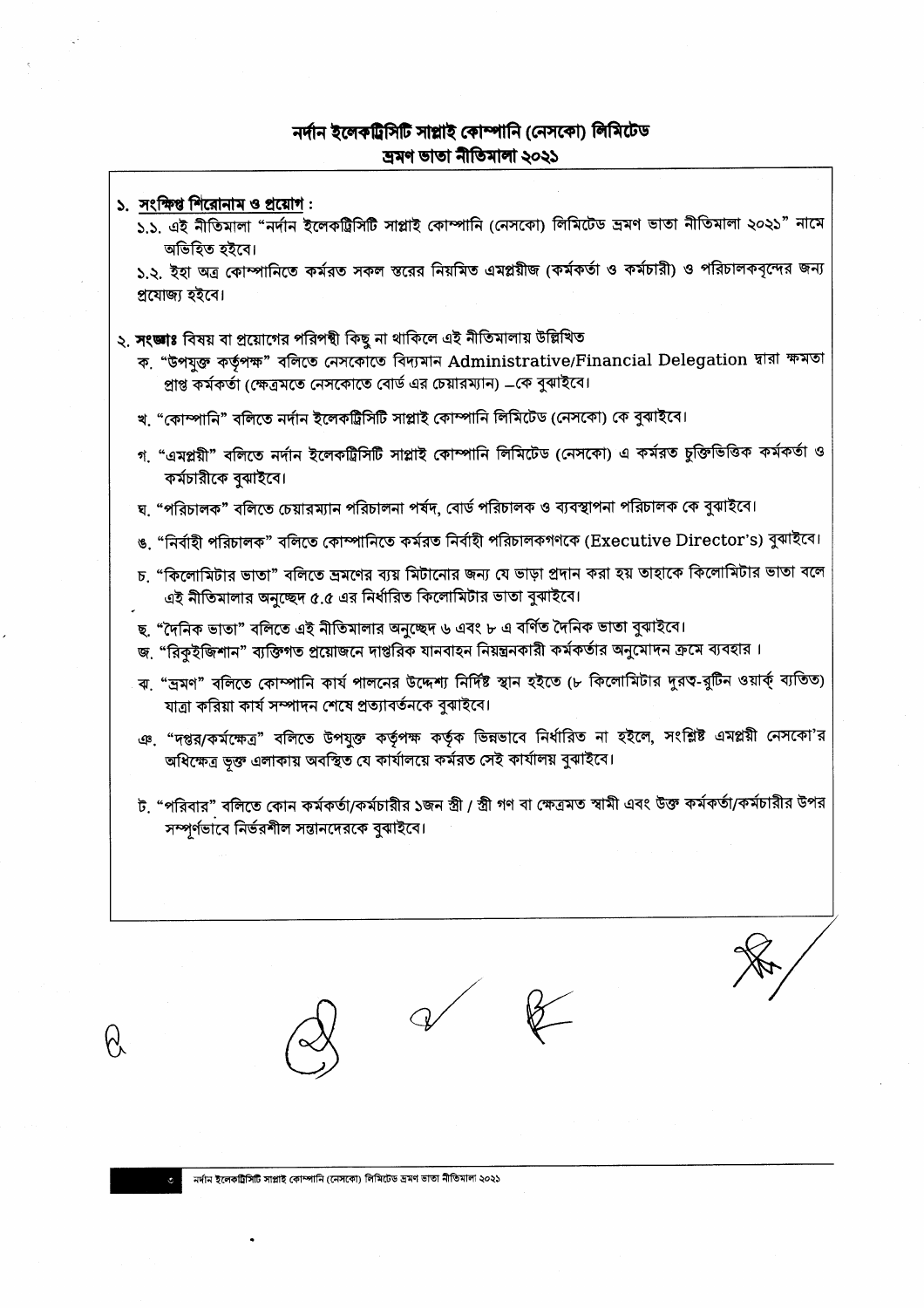# নর্দান ইলেকট্রিসিটি সাপ্লাই কোম্পানি (নেসকো) লিমিটেড
## ভ্রমণ ভাতা নীতিমালা ২০২১

**১. সংক্ষিপ্ত শিরোনাম ও প্রয়োগ :**

১.১. এই নীতিমালা "নর্দান ইলেকট্রিসিটি সাপ্লাই কোম্পানি (নেসকো) লিমিটেড ভ্রমণ ভাতা নীতিমালা ২০২১" নামে অভিহিত হইবে।

১.২. ইহা অত্র কোম্পানিতে কর্মরত সকল স্তরের নিয়মিত এমপ্লয়ীজ (কর্মকর্তা ও কর্মচারী) ও পরিচালকবৃন্দের জন্য প্রযোজ্য হইবে।

**২. সংজ্ঞাঃ** বিষয় বা প্রয়োগের পরিপন্থী কিছু না থাকিলে এই নীতিমালায় উল্লিখিত

ক. "উপযুক্ত কর্তৃপক্ষ" বলিতে নেসকোতে বিদ্যমান Administrative/Financial Delegation দ্বারা ক্ষমতা প্রাপ্ত কর্মকর্তা (ক্ষেত্রমতে নেসকোতে বোর্ড এর চেয়ারম্যান) –কে বুঝাইবে।

খ. "কোম্পানি" বলিতে নর্দান ইলেকট্রিসিটি সাপ্লাই কোম্পানি লিমিটেড (নেসকো) কে বুঝাইবে।

গ. "এমপ্লয়ী" বলিতে নর্দান ইলেকট্রিসিটি সাপ্লাই কোম্পানি লিমিটেড (নেসকো) এ কর্মরত চুক্তিভিত্তিক কর্মকর্তা ও কর্মচারীকে বুঝাইবে।

ঘ. "পরিচালক" বলিতে চেয়ারম্যান পরিচালনা পর্ষদ, বোর্ড পরিচালক ও ব্যবস্থাপনা পরিচালক কে বুঝাইবে।

ঙ. "নির্বাহী পরিচালক" বলিতে কোম্পানিতে কর্মরত নির্বাহী পরিচালকগণকে (Executive Director's) বুঝাইবে।

চ. "কিলোমিটার ভাতা" বলিতে ভ্রমণের ব্যয় মিটানোর জন্য যে ভাড়া প্রদান করা হয় তাহাকে কিলোমিটার ভাতা বলে এই নীতিমালার অনুচ্ছেদ ৫.৫ এর নির্ধারিত কিলোমিটার ভাতা বুঝাইবে।

ছ. "দৈনিক ভাতা" বলিতে এই নীতিমালার অনুচ্ছেদ ৬ এবং ৮ এ বর্ণিত দৈনিক ভাতা বুঝাইবে।

জ. "রিকুইজিশান" ব্যক্তিগত প্রয়োজনে দাপ্তরিক যানবাহন নিয়ন্ত্রনকারী কর্মকর্তার অনুমোদন ক্রমে ব্যবহার।

ঝ. "ভ্রমণ" বলিতে কোম্পানি কার্য পালনের উদ্দেশ্য নির্দিষ্ট স্থান হইতে (৮ কিলোমিটার দুরত্ব-রুটিন ওয়ার্ক ব্যতিত) যাত্রা করিয়া কার্য সম্পাদন শেষে প্রত্যাবর্তনকে বুঝাইবে।

ঞ. "দপ্তর/কর্মক্ষেত্র" বলিতে উপযুক্ত কর্তৃপক্ষ কর্তৃক ভিন্নভাবে নির্ধারিত না হইলে, সংশ্লিষ্ট এমপ্লয়ী নেসকো'র অধিক্ষেত্র ভূক্ত এলাকায় অবস্থিত যে কার্যালয়ে কর্মরত সেই কার্যালয় বুঝাইবে।

ট. "পরিবার" বলিতে কোন কর্মকর্তা/কর্মচারীর ১জন স্ত্রী / স্ত্রী গণ বা ক্ষেত্রমত স্বামী এবং উক্ত কর্মকর্তা/কর্মচারীর উপর সম্পূর্ণভাবে নির্ভরশীল সন্তানদেরকে বুঝাইবে।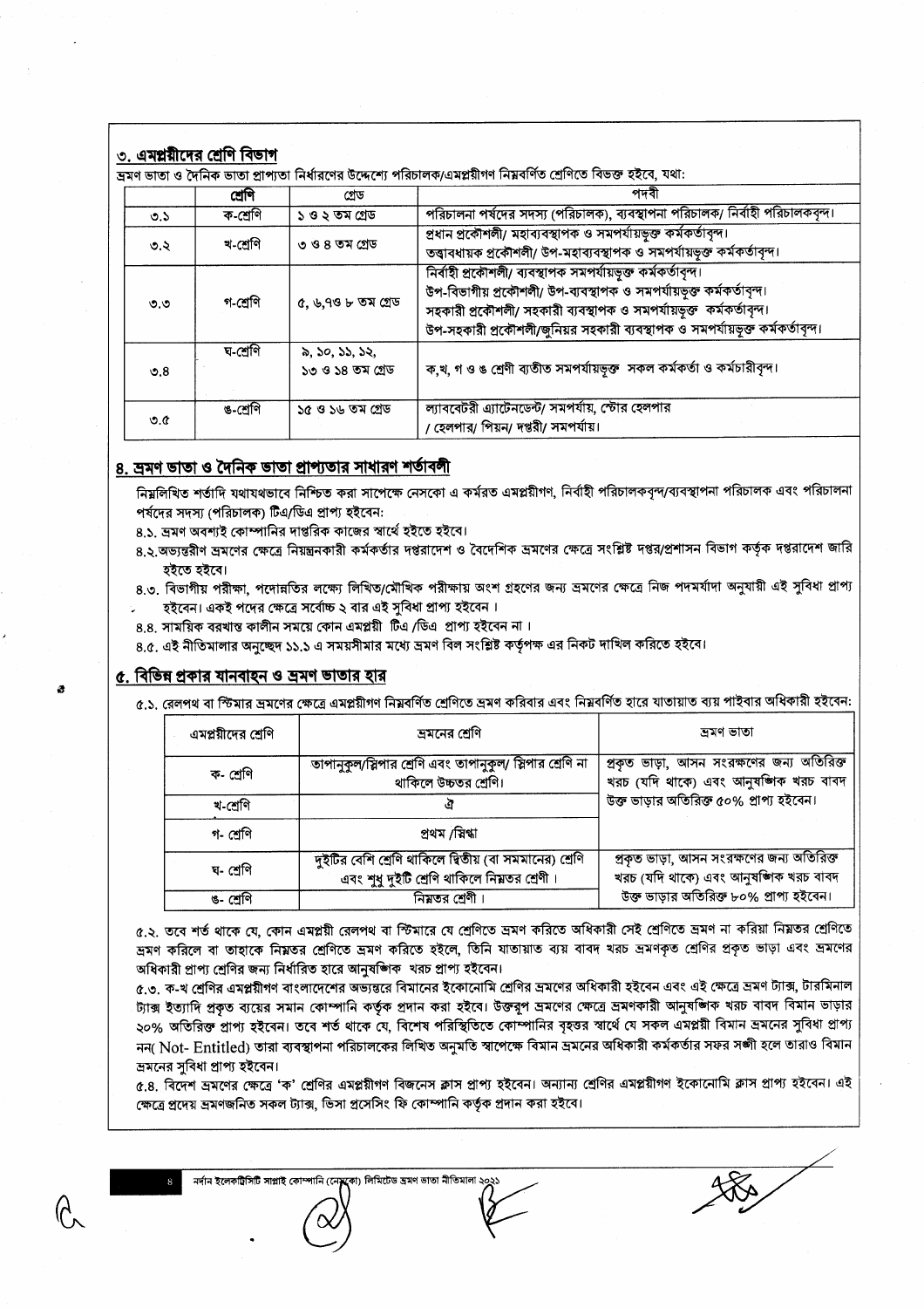## ৩. এমপ্লয়ীদের শ্রেণি বিভাগ

ভ্রমণ ভাতা ও দৈনিক ভাতা প্রাপ্যতা নির্ধারণের উদ্দেশ্যে পরিচালক/এমপ্লয়ীগণ নিম্নবর্ণিত শ্রেণিতে বিভক্ত হইবে, যথা:

| | শ্রেণি | গ্রেড | পদবী |
|---|---|---|---|
| ৩.১ | ক-শ্রেণি | ১ ও ২ তম গ্রেড | পরিচালনা পর্ষদের সদস্য (পরিচালক), ব্যবস্থাপনা পরিচালক/ নির্বাহী পরিচালকবৃন্দ। |
| ৩.২ | খ-শ্রেণি | ৩ ও ৪ তম গ্রেড | প্রধান প্রকৌশলী/ মহাব্যবস্থাপক ও সমপর্যায়ভুক্ত কর্মকর্তাবৃন্দ। তত্ত্বাবধায়ক প্রকৌশলী/ উপ-মহাব্যবস্থাপক ও সমপর্যায়ভুক্ত কর্মকর্তাবৃন্দ। |
| ৩.৩ | গ-শ্রেণি | ৫, ৬,৭ও ৮ তম গ্রেড | নির্বাহী প্রকৌশলী/ ব্যবস্থাপক সমপর্যায়ভুক্ত কর্মকর্তাবৃন্দ। উপ-বিভাগীয় প্রকৌশলী/ উপ-ব্যবস্থাপক ও সমপর্যায়ভুক্ত কর্মকর্তাবৃন্দ। সহকারী প্রকৌশলী/ সহকারী ব্যবস্থাপক ও সমপর্যায়ভুক্ত কর্মকর্তাবৃন্দ। উপ-সহকারী প্রকৌশলী/জুনিয়র সহকারী ব্যবস্থাপক ও সমপর্যায়ভুক্ত কর্মকর্তাবৃন্দ। |
| ৩.৪ | ঘ-শ্রেণি | ৯, ১০, ১১, ১২, ১৩ ও ১৪ তম গ্রেড | ক,খ, গ ও ঙ শ্রেণী ব্যতীত সমপর্যায়ভুক্ত সকল কর্মকর্তা ও কর্মচারীবৃন্দ। |
| ৩.৫ | ঙ-শ্রেণি | ১৫ ও ১৬ তম গ্রেড | ল্যাবরেটরী এ্যাটেনডেন্ট/ সমপর্যায়, স্টোর হেলপার / হেলপার/ পিয়ন/ দপ্তরী/ সমপর্যায়। |

## ৪. ভ্রমণ ভাতা ও দৈনিক ভাতা প্রাপ্যতার সাধারণ শর্তাবলী

নিম্নলিখিত শর্তাদি যথাযথভাবে নিশ্চিত করা সাপেক্ষে নেসকো এ কর্মরত এমপ্লয়ীগণ, নির্বাহী পরিচালকবৃন্দ/ব্যবস্থাপনা পরিচালক এবং পরিচালনা পর্ষদের সদস্য (পরিচালক) টিএ/ডিএ প্রাপ্য হইবেন:

৪.১. ভ্রমণ অবশ্যই কোম্পানির দাপ্তরিক কাজের স্বার্থে হইতে হইবে।

৪.২. অভ্যন্তরীণ ভ্রমণের ক্ষেত্রে নিয়ন্ত্রনকারী কর্মকর্তার দপ্তরাদেশ ও বৈদেশিক ভ্রমণের ক্ষেত্রে সংশ্লিষ্ট দপ্তর/প্রশাসন বিভাগ কর্তৃক দপ্তরাদেশ জারি হইতে হইবে।

৪.৩. বিভাগীয় পরীক্ষা, পদোন্নতির লক্ষ্যে লিখিত/মৌখিক পরীক্ষায় অংশ গ্রহণের জন্য ভ্রমণের ক্ষেত্রে নিজ পদমর্যাদা অনুযায়ী এই সুবিধা প্রাপ্য হইবেন। একই পদের ক্ষেত্রে সর্বোচ্চ ২ বার এই সুবিধা প্রাপ্য হইবেন।

৪.৪. সাময়িক বরখাস্ত কালীন সময়ে কোন এমপ্লয়ী টিএ /ডিএ প্রাপ্য হইবেন না।

৪.৫. এই নীতিমালার অনুচ্ছেদ ১১.১ এ সময়সীমার মধ্যে ভ্রমণ বিল সংশ্লিষ্ট কর্তৃপক্ষ এর নিকট দাখিল করিতে হইবে।

## ৫. বিভিন্ন প্রকার যানবাহন ও ভ্রমণ ভাতার হার

৫.১. রেলপথ বা স্টিমার ভ্রমণের ক্ষেত্রে এমপ্লয়ীগণ নিম্নবর্ণিত শ্রেণিতে ভ্রমণ করিবার এবং নিম্নবর্ণিত হারে যাতায়াত ব্যয় পাইবার অধিকারী হইবেন:

| এমপ্লয়ীদের শ্রেণি | ভ্রমনের শ্রেণি | ভ্রমণ ভাতা |
|---|---|---|
| ক- শ্রেণি | তাপানুকুল/স্লিপার শ্রেণি এবং তাপানুকুল/ স্লিপার শ্রেণি না থাকিলে উচ্চতর শ্রেণি। | প্রকৃত ভাড়া, আসন সংরক্ষণের জন্য অতিরিক্ত খরচ (যদি থাকে) এবং আনুষঙ্গিক খরচ বাবদ উক্ত ভাড়ার অতিরিক্ত ৫০% প্রাপ্য হইবেন। |
| খ-শ্রেণি | ঐ | |
| গ- শ্রেণি | প্রথম /স্নিগ্ধা | |
| ঘ- শ্রেণি | দুইটির বেশি শ্রেণি থাকিলে দ্বিতীয় (বা সমমানের) শ্রেণি এবং শুধু দুইটি শ্রেণি থাকিলে নিম্নতর শ্রেণী। | প্রকৃত ভাড়া, আসন সংরক্ষণের জন্য অতিরিক্ত খরচ (যদি থাকে) এবং আনুষঙ্গিক খরচ বাবদ উক্ত ভাড়ার অতিরিক্ত ৮০% প্রাপ্য হইবেন। |
| ঙ- শ্রেণি | নিম্নতর শ্রেণী। | |

৫.২. তবে শর্ত থাকে যে, কোন এমপ্লয়ী রেলপথ বা স্টিমারে যে শ্রেণিতে ভ্রমণ করিতে অধিকারী সেই শ্রেণিতে ভ্রমণ না করিয়া নিম্নতর শ্রেণিতে ভ্রমণ করিলে বা তাহাকে নিম্নতর শ্রেণিতে ভ্রমণ করিতে হইলে, তিনি যাতায়াত ব্যয় বাবদ খরচ ভ্রমণকৃত শ্রেণির প্রকৃত ভাড়া এবং ভ্রমণের অধিকারী প্রাপ্য শ্রেণির জন্য নির্ধারিত হারে আনুষঙ্গিক খরচ প্রাপ্য হইবেন।

৫.৩. ক-খ শ্রেণির এমপ্লয়ীগণ বাংলাদেশের অভ্যন্তরে বিমানের ইকোনোমি শ্রেণির ভ্রমণের অধিকারী হইবেন এবং এই ক্ষেত্রে ভ্রমণ ট্যাক্স, টারমিনাল ট্যাক্স ইত্যাদি প্রকৃত ব্যয়ের সমান কোম্পানি কর্তৃক প্রদান করা হইবে। উক্তরূপ ভ্রমনের ক্ষেত্রে ভ্রমণকারী আনুষঙ্গিক খরচ বাবদ বিমান ভাড়ার ২০% অতিরিক্ত প্রাপ্য হইবেন। তবে শর্ত থাকে যে, বিশেষ পরিস্থিতিতে কোম্পানির বৃহত্তর স্বার্থে যে সকল এমপ্লয়ী বিমান ভ্রমনের সুবিধা প্রাপ্য নন( Not- Entitled) তারা ব্যবস্থাপনা পরিচালকের লিখিত অনুমতি স্বাপেক্ষে বিমান ভ্রমনের অধিকারী কর্মকর্তার সফর সঙ্গী হলে তারাও বিমান ভ্রমনের সুবিধা প্রাপ্য হইবেন।

৫.৪. বিদেশ ভ্রমণের ক্ষেত্রে 'ক' শ্রেণির এমপ্লয়ীগণ বিজনেস ক্লাস প্রাপ্য হইবেন। অন্যান্য শ্রেণির এমপ্লয়ীগণ ইকোনোমি ক্লাস প্রাপ্য হইবেন। এই ক্ষেত্রে প্রদেয় ভ্রমণজনিত সকল ট্যাক্স, ভিসা প্রসেসিং ফি কোম্পানি কর্তৃক প্রদান করা হইবে।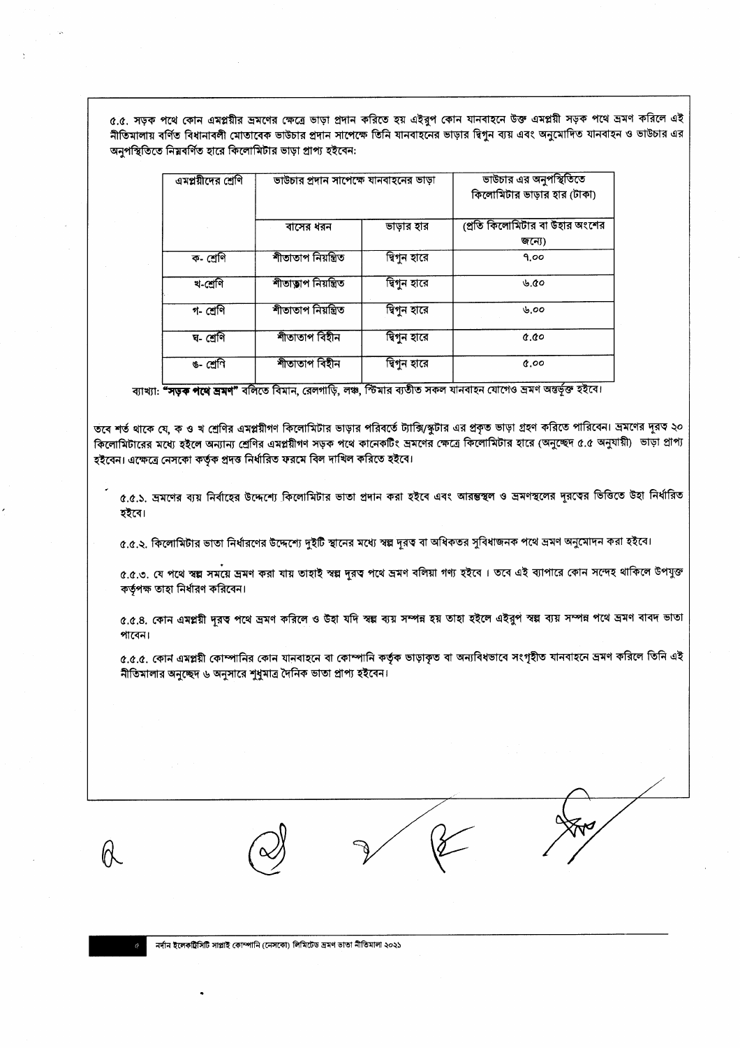৫.৫. সড়ক পথে কোন এমপ্লয়ীর ভ্রমণের ক্ষেত্রে ভাড়া প্রদান করিতে হয় এইরূপ কোন যানবাহনে উক্ত এমপ্লয়ী সড়ক পথে ভ্রমণ করিলে এই নীতিমালায় বর্ণিত বিধানাবলী মোতাবেক ভাউচার প্রদান সাপেক্ষে তিনি যানবাহনের ভাড়ার দ্বিগুন ব্যয় এবং অনুমোদিত যানবাহন ও ভাউচার এর অনুপস্থিতিতে নিম্নবর্ণিত হারে কিলোমিটার ভাড়া প্রাপ্য হইবেন:

| এমপ্লয়ীদের শ্রেণি | ভাউচার প্রদান সাপেক্ষে যানবাহনের ভাড়া | | ভাউচার এর অনুপস্থিতিতে কিলোমিটার ভাড়ার হার (টাকা) |
|---|---|---|---|
| | বাসের ধরন | ভাড়ার হার | (প্রতি কিলোমিটার বা উহার অংশের জন্যে) |
| ক- শ্রেণি | শীতাতাপ নিয়ন্ত্রিত | দ্বিগুন হারে | ৭.০০ |
| খ-শ্রেণি | শীতাতাপ নিয়ন্ত্রিত | দ্বিগুন হারে | ৬.৫০ |
| গ- শ্রেণি | শীতাতাপ নিয়ন্ত্রিত | দ্বিগুন হারে | ৬.০০ |
| ঘ- শ্রেণি | শীতাতাপ বিহীন | দ্বিগুন হারে | ৫.৫০ |
| ঙ- শ্রেণি | শীতাতাপ বিহীন | দ্বিগুন হারে | ৫.০০ |

ব্যাখ্যা: **"সড়ক পথে ভ্রমণ"** বলিতে বিমান, রেলগাড়ি, লঞ্চ, স্টিমার ব্যতীত সকল যানবাহন যোগেও ভ্রমণ অন্তর্ভুক্ত হইবে।

তবে শর্ত থাকে যে, ক ও খ শ্রেণির এমপ্লয়ীগণ কিলোমিটার ভাড়ার পরিবর্তে ট্যাক্সি/স্কুটার এর প্রকৃত ভাড়া গ্রহণ করিতে পারিবেন। ভ্রমণের দূরত্ব ২০ কিলোমিটারের মধ্যে হইলে অন্যান্য শ্রেণির এমপ্লয়ীগণ সড়ক পথে কানেকটিং ভ্রমণের ক্ষেত্রে কিলোমিটার হারে (অনুচ্ছেদ ৫.৫ অনুযায়ী) ভাড়া প্রাপ্য হইবেন। এক্ষেত্রে নেসকো কর্তৃক প্রদত্ত নির্ধারিত ফরমে বিল দাখিল করিতে হইবে।

৫.৫.১. ভ্রমণের ব্যয় নির্বাহের উদ্দেশ্যে কিলোমিটার ভাতা প্রদান করা হইবে এবং আরম্ভস্থল ও ভ্রমণস্থলের দূরত্বের ভিত্তিতে উহা নির্ধারিত হইবে।

৫.৫.২. কিলোমিটার ভাতা নির্ধারণের উদ্দেশ্যে দুইটি স্থানের মধ্যে স্বল্প দূরত্ব বা অধিকতর সুবিধাজনক পথে ভ্রমণ অনুমোদন করা হইবে।

৫.৫.৩. যে পথে স্বল্প সময়ে ভ্রমণ করা যায় তাহাই স্বল্প দূরত্ব পথে ভ্রমণ বলিয়া গণ্য হইবে । তবে এই ব্যাপারে কোন সন্দেহ থাকিলে উপযুক্ত কর্তৃপক্ষ তাহা নির্ধারণ করিবেন।

৫.৫.৪. কোন এমপ্লয়ী দূরত্ব পথে ভ্রমণ করিলে ও উহা যদি স্বল্প ব্যয় সম্পন্ন হয় তাহা হইলে এইরূপ স্বল্প ব্যয় সম্পন্ন পথে ভ্রমণ বাবদ ভাতা পাবেন।

৫.৫.৫. কোন এমপ্লয়ী কোম্পানির কোন যানবাহনে বা কোম্পানি কর্তৃক ভাড়াকৃত বা অন্যবিধভাবে সংগৃহীত যানবাহনে ভ্রমণ করিলে তিনি এই নীতিমালার অনুচ্ছেদ ৬ অনুসারে শুধুমাত্র দৈনিক ভাতা প্রাপ্য হইবেন।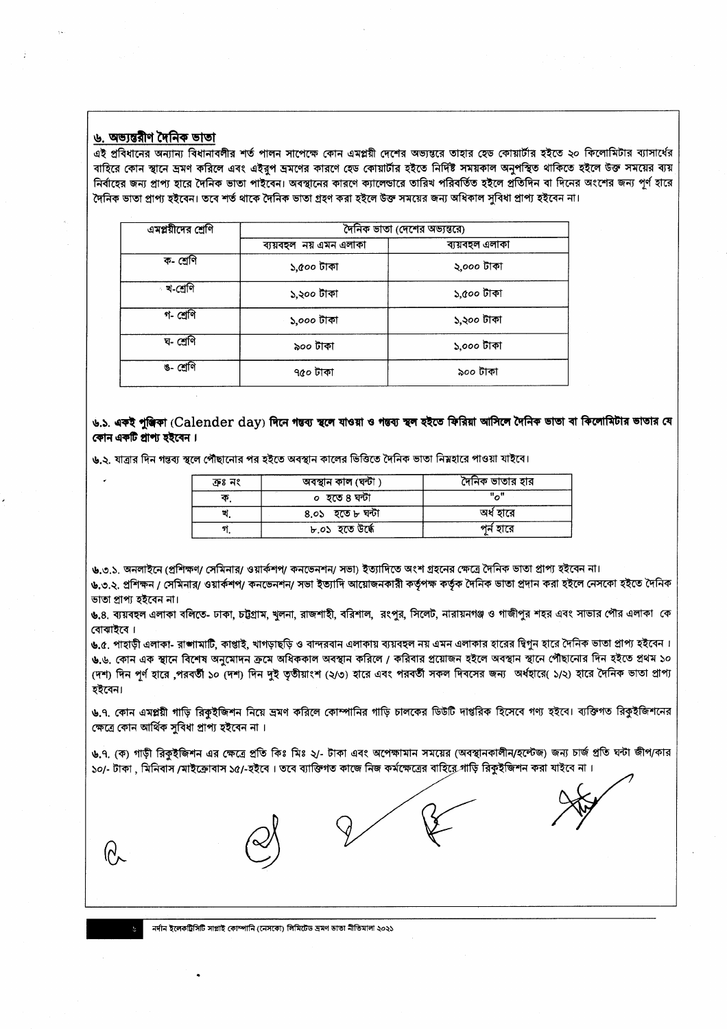## ৬. অভ্যন্তরীণ দৈনিক ভাতা

এই প্রবিধানের অন্যান্য বিধানাবলীর শর্ত পালন সাপেক্ষে কোন এমপ্লয়ী দেশের অভ্যন্তরে তাহার হেড কোয়ার্টার হইতে ২০ কিলোমিটার ব্যাসার্ধের বাহিরে কোন স্থানে ভ্রমণ করিলে এবং এইরূপ ভ্রমণের কারণে হেড কোয়ার্টার হইতে নির্দিষ্ট সময়কাল অনুপস্থিত থাকিতে হইলে উক্ত সময়ের ব্যয় নির্বাহের জন্য প্রাপ্য হারে দৈনিক ভাতা পাইবেন। অবস্থানের কারণে ক্যালেন্ডারে তারিখ পরিবর্তিত হইলে প্রতিদিন বা দিনের অংশের জন্য পূর্ণ হারে দৈনিক ভাতা প্রাপ্য হইবেন। তবে শর্ত থাকে দৈনিক ভাতা গ্রহণ করা হইলে উক্ত সময়ের জন্য অধিকাল সুবিধা প্রাপ্য হইবেন না।

| এমপ্লয়ীদের শ্রেণি | দৈনিক ভাতা (দেশের অভ্যন্তরে) | |
|---|---|---|
| | ব্যয়বহল নয় এমন এলাকা | ব্যয়বহল এলাকা |
| ক- শ্রেণি | ১,৫০০ টাকা | ২,০০০ টাকা |
| খ-শ্রেণি | ১,২০০ টাকা | ১,৫০০ টাকা |
| গ- শ্রেণি | ১,০০০ টাকা | ১,২০০ টাকা |
| ঘ- শ্রেণি | ৯০০ টাকা | ১,০০০ টাকা |
| ঙ- শ্রেণি | ৭৫০ টাকা | ৯০০ টাকা |

**৬.১. একই পুঞ্জিকা (Calender day) দিনে গন্তব্য স্থলে যাওয়া ও গন্তব্য স্থল হইতে ফিরিয়া আসিলে দৈনিক ভাতা বা কিলোমিটার ভাতার যে কোন একটি প্রাপ্য হইবেন।**

৬.২. যাত্রার দিন গন্তব্য স্থলে পৌঁছানোর পর হইতে অবস্থান কালের ভিত্তিতে দৈনিক ভাতা নিম্নহারে পাওয়া যাইবে।

| ক্রঃ নং | অবস্থান কাল (ঘন্টা ) | দৈনিক ভাতার হার |
|---|---|---|
| ক. | ০ হতে ৪ ঘন্টা | "০" |
| খ. | ৪.০১ হতে ৮ ঘন্টা | অর্ধ হারে |
| গ. | ৮.০১ হতে উর্দ্ধে | পূর্ন হারে |

৬.৩.১. অনলাইনে (প্রশিক্ষণ/ সেমিনার/ ওয়ার্কশপ/ কনভেনশন/ সভা) ইত্যাদিতে অংশ গ্রহনের ক্ষেত্রে দৈনিক ভাতা প্রাপ্য হইবেন না।

৬.৩.২. প্রশিক্ষন / সেমিনার/ ওয়ার্কশপ/ কনভেনশন/ সভা ইত্যাদি আয়োজনকারী কর্তৃপক্ষ কর্তৃক দৈনিক ভাতা প্রদান করা হইলে নেসকো হইতে দৈনিক ভাতা প্রাপ্য হইবেন না।

৬.৪. ব্যয়বহুল এলাকা বলিতে- ঢাকা, চট্টগ্রাম, খুলনা, রাজশাহী, বরিশাল, রংপুর, সিলেট, নারায়নগঞ্জ ও গাজীপুর শহর এবং সাভার পৌর এলাকা কে বোঝাইবে।

৬.৫. পাহাড়ী এলাকা- রাঙ্গামাটি, কাপ্তাই, খাগড়াছড়ি ও বান্দরবান এলাকায় ব্যয়বহুল নয় এমন এলাকার হারের দ্বিগুন হারে দৈনিক ভাতা প্রাপ্য হইবেন।

৬.৬. কোন এক স্থানে বিশেষ অনুমোদন ক্রমে অধিককাল অবস্থান করিলে / করিবার প্রয়োজন হইলে অবস্থান স্থানে পৌঁছানোর দিন হইতে প্রথম ১০ (দশ) দিন পূর্ণ হারে ,পরবর্তী ১০ (দশ) দিন দুই তৃতীয়াংশ (২/৩) হারে এবং পরবর্তী সকল দিবসের জন্য অর্ধহারে( ১/২) হারে দৈনিক ভাতা প্রাপ্য হইবেন।

৬.৭. কোন এমপ্লয়ী গাড়ি রিকুইজিশন নিয়ে ভ্রমণ করিলে কোম্পানির গাড়ি চালকের ডিউটি দাপ্তরিক হিসেবে গণ্য হইবে। ব্যক্তিগত রিকুইজিশনের ক্ষেত্রে কোন আর্থিক সুবিধা প্রাপ্য হইবেন না।

৬.৭. (ক) গাড়ী রিকুইজিশন এর ক্ষেত্রে প্রতি কিঃ মিঃ ২/- টাকা এবং অপেক্ষামান সময়ের (অবস্থানকালীন/হল্টেজ) জন্য চার্জ প্রতি ঘন্টা জীপ/কার ১০/- টাকা , মিনিবাস /মাইক্রোবাস ১৫/-হইবে। তবে ব্যক্তিগত কাজে নিজ কর্মক্ষেত্রের বাহিরে গাড়ি রিকুইজিশন করা যাইবে না।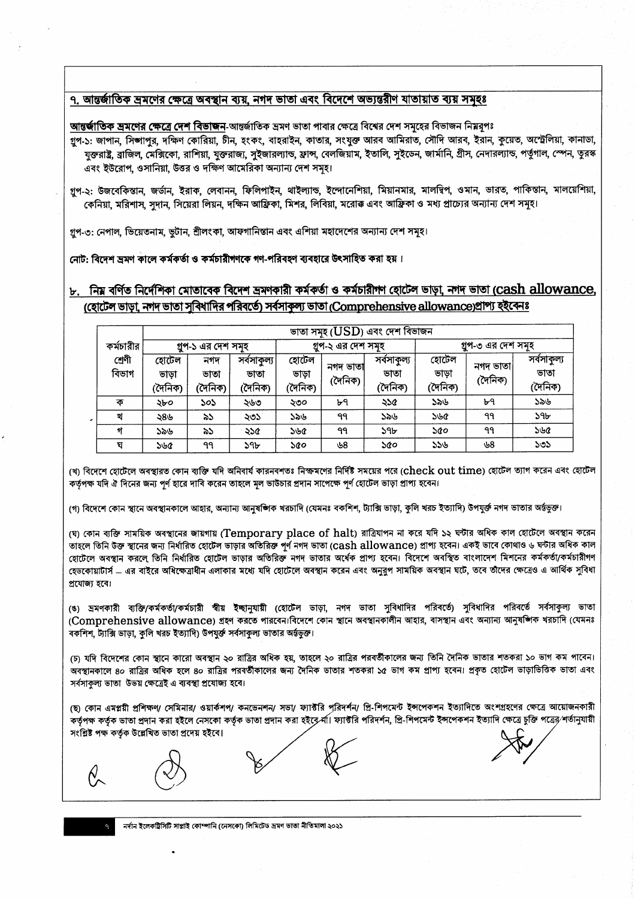## ৭. আন্তর্জাতিক ভ্রমণের ক্ষেত্রে অবস্থান ব্যয়, নগদ ভাতা এবং বিদেশে অভ্যন্তরীণ যাতায়াত ব্যয় সমূহঃ

**আন্তর্জাতিক ভ্রমণের ক্ষেত্রে দেশ বিভাজন**-আন্তর্জাতিক ভ্রমণ ভাতা পাবার ক্ষেত্রে বিশ্বের দেশ সমূহের বিভাজন নিম্নরূপঃ

গ্রুপ-১: জাপান, সিঙ্গাপুর, দক্ষিণ কোরিয়া, চীন, হংকং, বাহরাইন, কাতার, সংযুক্ত আরব আমিরাত, সৌদি আরব, ইরান, কুয়েত, অস্ট্রেলিয়া, কানাডা, যুক্তরাষ্ট্র, ব্রাজিল, মেক্সিকো, রাশিয়া, যুক্তরাজ্য, সুইজারল্যান্ড, ফ্রান্স, বেলজিয়াম, ইতালি, সুইডেন, জার্মানি, গ্রীস, নেদারল্যান্ড, পর্তুগাল, স্পেন, তুরস্ক এবং ইউরোপ, ওসানিয়া, উত্তর ও দক্ষিণ আমেরিকা অন্যান্য দেশ সমূহ।

গ্রুপ-২: উজবেকিস্তান, জর্ডান, ইরাক, লেবানন, ফিলিপাইন, থাইল্যান্ড, ইন্দোনেশিয়া, মিয়ানমার, মালদ্বিপ, ওমান, ভারত, পাকিস্তান, মালয়েশিয়া, কেনিয়া, মরিশাস, সুদান, সিয়েরা লিয়ন, দক্ষিন আফ্রিকা, মিশর, লিবিয়া, মরোক্ক এবং আফ্রিকা ও মধ্য প্রাচ্যের অন্যান্য দেশ সমূহ।

গ্রুপ-৩: নেপাল, ভিয়েতনাম, ভুটান, শ্রীলংকা, আফগানিস্তান এবং এশিয়া মহাদেশের অন্যান্য দেশ সমূহ।

**নোট: বিদেশ ভ্রমণ কালে কর্মকর্তা ও কর্মচারীগণকে গণ-পরিবহণ ব্যবহারে উৎসাহিত করা হয় ।**

## ৮. নিম্ন বর্ণিত নির্দেশিকা মোতাবেক বিদেশ ভ্রমণকারী কর্মকর্তা ও কর্মচারীগণ হোটেল ভাড়া, নগদ ভাতা (cash allowance, (হোটেল ভাড়া, নগদ ভাতা সুবিধাদির পরিবর্তে) সর্বসাকুল্য ভাতা (Comprehensive allowance) প্রাপ্য হইবেনঃ

| কর্মচারীর শ্রেণী বিভাগ | ভাতা সমূহ (USD) এবং দেশ বিভাজন | | | | | | | | |
|---|---|---|---|---|---|---|---|---|---|
| | গ্রুপ-১ এর দেশ সমূহ | | | গ্রুপ-২ এর দেশ সমূহ | | | গ্রুপ-৩ এর দেশ সমূহ | | |
| | হোটেল ভাড়া (দৈনিক) | নগদ ভাতা (দৈনিক) | সর্বসাকুল্য ভাতা (দৈনিক) | হোটেল ভাড়া (দৈনিক) | নগদ ভাতা (দৈনিক) | সর্বসাকুল্য ভাতা (দৈনিক) | হোটেল ভাড়া (দৈনিক) | নগদ ভাতা (দৈনিক) | সর্বসাকুল্য ভাতা (দৈনিক) |
| ক | ২৮০ | ১০১ | ২৬৩ | ২৩০ | ৮৭ | ২১৫ | ১৯৬ | ৮৭ | ১৯৬ |
| খ | ২৪৬ | ৯১ | ২৩১ | ১৯৬ | ৭৭ | ১৯৬ | ১৬৫ | ৭৭ | ১৭৮ |
| গ | ১৯৬ | ৯১ | ২১৫ | ১৬৫ | ৭৭ | ১৭৮ | ১৫০ | ৭৭ | ১৬৫ |
| ঘ | ১৬৫ | ৭৭ | ১৭৮ | ১৫০ | ৬৪ | ১৫০ | ১১৬ | ৬৪ | ১০১ |

(খ) বিদেশে হোটেলে অবস্থারত কোন ব্যক্তি যদি অনিবার্য কারনবশতঃ নিষ্ক্রমণের নির্দিষ্ট সময়ের পরে (check out time) হোটেল ত্যাগ করেন এবং হোটেল কর্তৃপক্ষ যদি ঐ দিনের জন্য পূর্ণ হারে দাবি করেন তাহলে মূল ভাউচার প্রদান সাপেক্ষে পূর্ণ হোটেল ভাড়া প্রাপ্য হবেন।

(গ) বিদেশে কোন স্থানে অবস্থানকালে আহার, অন্যান্য আনুষঙ্গিক খরচাদি (যেমনঃ বকশিশ, ট্যাক্সি ভাড়া, কুলি খরচ ইত্যাদি) উপর্যুক্ত নগদ ভাতার অর্ন্তভুক্ত।

(ঘ) কোন ব্যক্তি সাময়িক অবস্থানের জায়গায় (Temporary place of halt) রাত্রিযাপন না করে যদি ১২ ঘন্টার অধিক কাল হোটেলে অবস্থান করেন তাহলে তিনি উক্ত স্থানের জন্য নির্ধারিত হোটেল ভাড়ার অতিরিক্ত পূর্ণ নগদ ভাতা (cash allowance) প্রাপ্য হবেন। একই ভাবে কোথাও ৬ ঘন্টার অধিক কাল হোটেলে অবস্থান করলে তিনি নির্ধারিত হোটেল ভাড়ার অতিরিক্ত নগদ ভাতার অর্ধেক প্রাপ্য হবেন। বিদেশে অবস্থিত বাংলাদেশ মিশনের কর্মকর্তা/কর্মচারীগণ হেডকোয়ার্টার্স – এর বাইরে অধিক্ষেত্রাধীন এলাকার মধ্যে যদি হোটেলে অবস্থান করেন এবং অনুরূপ সাময়িক অবস্থান ঘটে, তবে তাঁদের ক্ষেত্রেও এ আর্থিক সুবিধা প্রযোজ্য হবে।

(ঙ) ভ্রমণকারী ব্যক্তি/কর্মকর্তা/কর্মচারী স্বীয় ইচ্ছানুযায়ী (হোটেল ভাড়া, নগদ ভাতা সুবিধাদির পরিবর্তে) সুবিধাদির পরিবর্তে সর্বসাকুল্য ভাতা (Comprehensive allowance) গ্রহণ করতে পারবেন।বিদেশে কোন স্থানে অবস্থানকালীন আহার, বাসস্থান এবং অন্যান্য আনুষঙ্গিক খরচাদি (যেমনঃ বকশিশ, ট্যাক্সি ভাড়া, কুলি খরচ ইত্যাদি) উপর্যুক্ত সর্বসাকুল্য ভাতার অর্ন্তভুক্ত।

(চ) যদি বিদেশের কোন স্থানে কারো অবস্থান ২০ রাত্রির অধিক হয়, তাহলে ২০ রাত্রির পরবর্তীকালের জন্য তিনি দৈনিক ভাতার শতকরা ১০ ভাগ কম পাবেন। অবস্থানকালে ৪০ রাত্রির অধিক হলে ৪০ রাত্রির পরবর্তীকালের জন্য দৈনিক ভাতার শতকরা ১৫ ভাগ কম প্রাপ্য হবেন। প্রকৃত হোটেল ভাড়াভিত্তিক ভাতা এবং সর্বসাকুল্য ভাতা উভয় ক্ষেত্রেই এ ব্যবস্থা প্রযোজ্য হবে।

(ছ) কোন এমপ্লয়ী প্রশিক্ষণ/ সেমিনার/ ওয়ার্কশপ/ কনভেনশন/ সভা/ ফ্যাক্টরি পরিদর্শন/ প্রি-শিপমেন্ট ইন্সপেকশন ইত্যাদিতে অংশগ্রহণের ক্ষেত্রে আয়োজনকারী কর্তৃপক্ষ কর্তৃক ভাতা প্রদান করা হইলে নেসকো কর্তৃক ভাতা প্রদান করা হইবে না। ফ্যাক্টরি পরিদর্শন, প্রি-শিপমেন্ট ইন্সপেকশন ইত্যাদি ক্ষেত্রে চুক্তি পত্রের শর্তানুযায়ী সংশ্লিষ্ট পক্ষ কর্তৃক উল্লেখিত ভাতা প্রদেয় হইবে।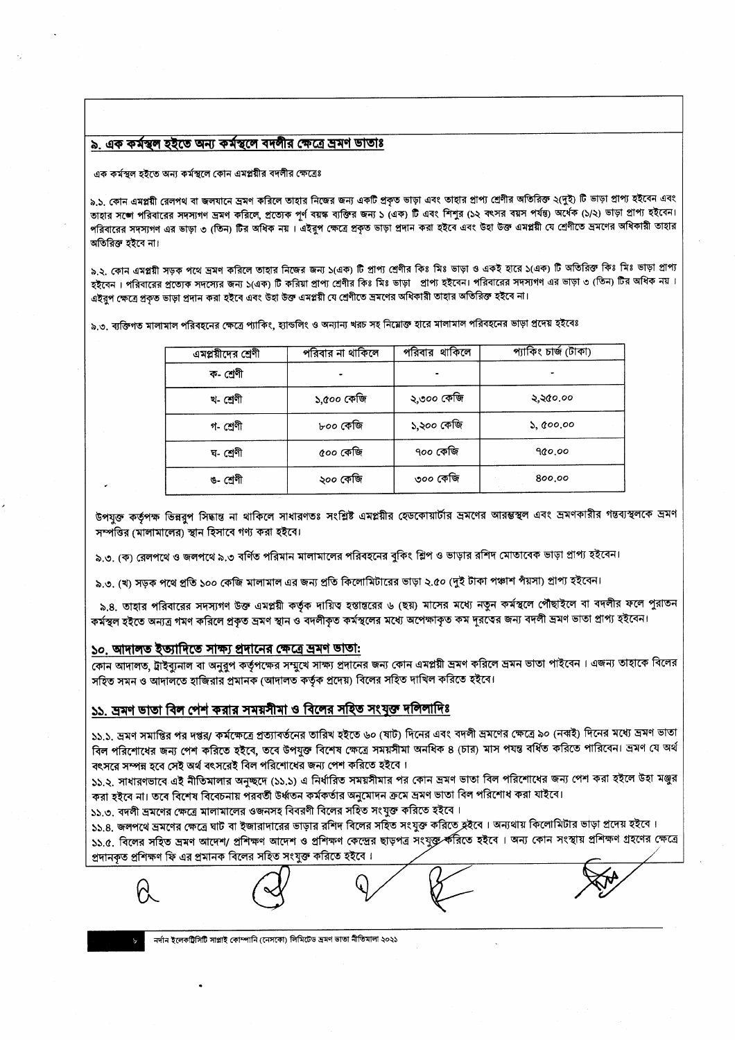## ৯. এক কর্মস্থল হইতে অন্য কর্মস্থলে বদলীর ক্ষেত্রে ভ্রমণ ভাতাঃ

এক কর্মস্থল হইতে অন্য কর্মস্থলে কোন এমপ্লয়ীর বদলীর ক্ষেত্রেঃ

৯.১. কোন এমপ্লয়ী রেলপথ বা জলযানে ভ্রমণ করিলে তাহার নিজের জন্য একটি প্রকৃত ভাড়া এবং তাহার প্রাপ্য শ্রেণীর অতিরিক্ত ২(দুই) টি ভাড়া প্রাপ্য হইবেন এবং তাহার সঙ্গে পরিবারের সদস্যগণ ভ্রমণ করিলে, প্রত্যেক পূর্ণ বয়স্ক ব্যক্তির জন্য ১ (এক) টি এবং শিশুর (১২ বৎসর বয়স পর্যন্ত) অর্ধেক (১/২) ভাড়া প্রাপ্য হইবেন। পরিবারের সদস্যগণ এর ভাড়া ৩ (তিন) টির অধিক নয়। এইরুপ ক্ষেত্রে প্রকৃত ভাড়া প্রদান করা হইবে এবং উহা উক্ত এমপ্লয়ী যে শ্রেণীতে ভ্রমণের অধিকারী তাহার অতিরিক্ত হইবে না।

৯.২. কোন এমপ্লয়ী সড়ক পথে ভ্রমণ করিলে তাহার নিজের জন্য ১(এক) টি প্রাপ্য শ্রেণীর কিঃ মিঃ ভাড়া ও একই হারে ১(এক) টি অতিরিক্ত কিঃ মিঃ ভাড়া প্রাপ্য হইবেন। পরিবারের প্রত্যেক সদস্যের জন্য ১(এক) টি করিয়া প্রাপ্য শ্রেণীর কিঃ মিঃ ভাড়া প্রাপ্য হইবেন। পরিবারের সদস্যগণ এর ভাড়া ৩ (তিন) টির অধিক নয়। এইরুপ ক্ষেত্রে প্রকৃত ভাড়া প্রদান করা হইবে এবং উহা উক্ত এমপ্লয়ী যে শ্রেণীতে ভ্রমণের অধিকারী তাহার অতিরিক্ত হইবে না।

৯.৩. ব্যক্তিগত মালামাল পরিবহনের ক্ষেত্রে প্যাকিং, হ্যান্ডলিং ও অন্যান্য খরচ সহ নিম্নোক্ত হারে মালামাল পরিবহনের ভাড়া প্রদেয় হইবেঃ

| এমপ্লয়ীদের শ্রেণী | পরিবার না থাকিলে | পরিবার থাকিলে | প্যাকিং চার্জ (টাকা) |
|---|---|---|---|
| ক- শ্রেণী | - | - | - |
| খ- শ্রেণী | ১,৫০০ কেজি | ২,৩০০ কেজি | ২,২৫০.০০ |
| গ- শ্রেণী | ৮০০ কেজি | ১,২০০ কেজি | ১, ৫০০.০০ |
| ঘ- শ্রেণী | ৫০০ কেজি | ৭০০ কেজি | ৭৫০.০০ |
| ঙ- শ্রেণী | ২০০ কেজি | ৩০০ কেজি | ৪০০.০০ |

উপযুক্ত কর্তৃপক্ষ ভিন্নরুপ সিদ্ধান্ত না থাকিলে সাধারণতঃ সংশ্লিষ্ট এমপ্লয়ীর হেডকোয়ার্টার ভ্রমণের আরম্ভস্থল এবং ভ্রমণকারীর গন্তব্যস্থলকে ভ্রমণ সম্পত্তির (মালামালের) স্থান হিসাবে গণ্য করা হইবে।

৯.৩. (ক) রেলপথে ও জলপথে ৯.৩ বর্ণিত পরিমান মালামালের পরিবহনের বুকিং শ্লিপ ও ভাড়ার রশিদ মোতাবেক ভাড়া প্রাপ্য হইবেন।

৯.৩. (খ) সড়ক পথে প্রতি ১০০ কেজি মালামাল এর জন্য প্রতি কিলোমিটারের ভাড়া ২.৫০ (দুই টাকা পঞ্চাশ পঁয়সা) প্রাপ্য হইবেন।

৯.৪. তাহার পরিবারের সদস্যগণ উক্ত এমপ্লয়ী কর্তৃক দায়িত্ব হস্তান্তরের ৬ (ছয়) মাসের মধ্যে নতুন কর্মস্থলে পৌঁছাইলে বা বদলীর ফলে পুরাতন কর্মস্থল হইতে অন্যত্র গমণ করিলে প্রকৃত ভ্রমণ স্থান ও বদলীকৃত কর্মস্থলের মধ্যে অপেক্ষাকৃত কম দূরত্বের জন্য বদলী ভ্রমণ ভাতা প্রাপ্য হইবেন।

## ১০. আদালত ইত্যাদিতে সাক্ষ্য প্রদানের ক্ষেত্রে ভ্রমণ ভাতা:

কোন আদালত, ট্রাইব্যুনাল বা অনুরূপ কর্তৃপক্ষের সম্মুখে সাক্ষ্য প্রদানের জন্য কোন এমপ্লয়ী ভ্রমণ করিলে ভ্রমন ভাতা পাইবেন। এজন্য তাহাকে বিলের সহিত সমন ও আদালতে হাজিরার প্রমানক (আদালত কর্তৃক প্রদেয়) বিলের সহিত দাখিল করিতে হইবে।

## ১১. ভ্রমণ ভাতা বিল পেশ করার সময়সীমা ও বিলের সহিত সংযুক্ত দলিলাদিঃ

১১.১. ভ্রমণ সমাপ্তির পর দপ্তর/ কর্মক্ষেত্রে প্রত্যাবর্তনের তারিখ হইতে ৬০ (ষাট) দিনের এবং বদলী ভ্রমণের ক্ষেত্রে ৯০ (নব্বই) দিনের মধ্যে ভ্রমণ ভাতা বিল পরিশোধের জন্য পেশ করিতে হইবে, তবে উপযুক্ত বিশেষ ক্ষেত্রে সময়সীমা অনধিক ৪ (চার) মাস পযন্ত বর্ধিত করিতে পারিবেন। ভ্রমণ যে অর্থ বৎসরে সম্পন্ন হবে সেই অর্থ বৎসরেই বিল পরিশোধের জন্য পেশ করিতে হইবে।

১১.২. সাধারণভাবে এই নীতিমালার অনুচ্ছেদে (১১.১) এ নির্ধারিত সময়সীমার পর কোন ভ্রমণ ভাতা বিল পরিশোধের জন্য পেশ করা হইলে উহা মঞ্জুর করা হইবে না। তবে বিশেষ বিবেচনায় পরবর্তী উর্ধ্বতন কর্মকর্তার অনুমোদন ক্রমে ভ্রমণ ভাতা বিল পরিশোধ করা যাইবে।

১১.৩. বদলী ভ্রমণের ক্ষেত্রে মালামালের ওজনসহ বিবরণী বিলের সহিত সংযুক্ত করিতে হইবে।

১১.৪. জলপথে ভ্রমণের ক্ষেত্রে ঘাট বা ইজারাদারের ভাড়ার রশিদ বিলের সহিত সংযুক্ত করিতে হইবে। অন্যথায় কিলোমিটার ভাড়া প্রদেয় হইবে।

১১.৫. বিলের সহিত ভ্রমণ আদেশ/ প্রশিক্ষণ আদেশ ও প্রশিক্ষণ কেন্দ্রের ছাড়পত্র সংযুক্ত করিতে হইবে। অন্য কোন সংস্থায় প্রশিক্ষণ গ্রহণের ক্ষেত্রে প্রদানকৃত প্রশিক্ষণ ফি এর প্রমানক বিলের সহিত সংযুক্ত করিতে হইবে।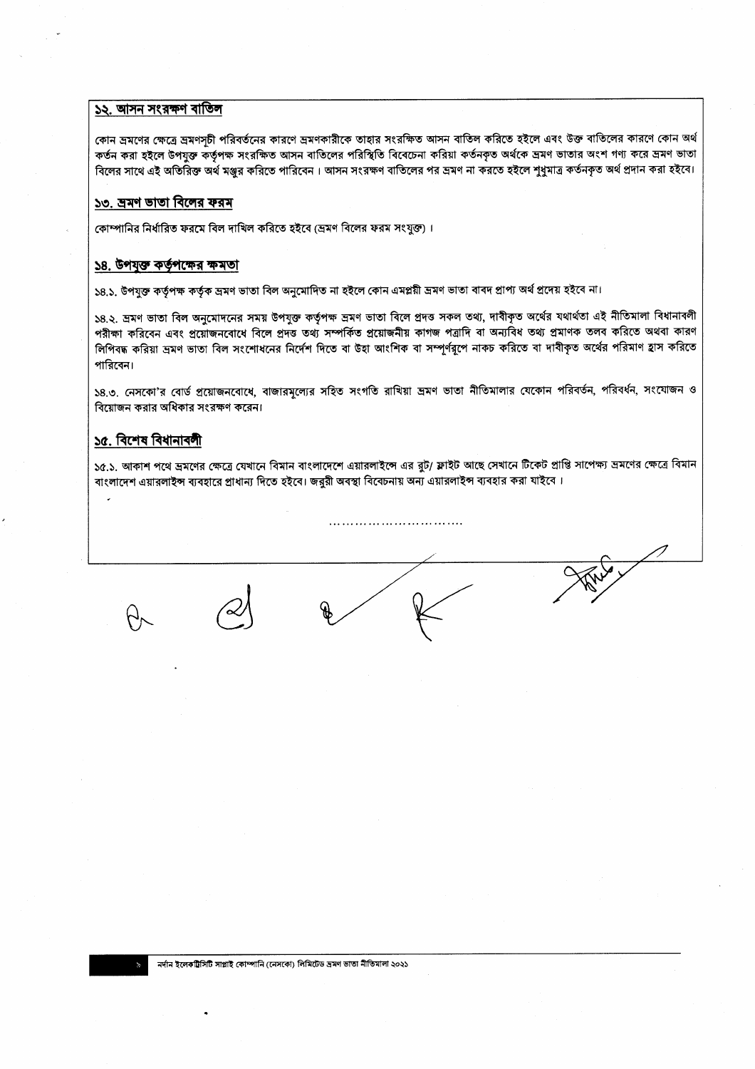## ১২. আসন সংরক্ষণ বাতিল

কোন ভ্রমণের ক্ষেত্রে ভ্রমণসূচী পরিবর্তনের কারণে ভ্রমণকারীকে তাহার সংরক্ষিত আসন বাতিল করিতে হইলে এবং উক্ত বাতিলের কারণে কোন অর্থ কর্তন করা হইলে উপযুক্ত কর্তৃপক্ষ সংরক্ষিত আসন বাতিলের পরিস্থিতি বিবেচনা করিয়া কর্তনকৃত অর্থকে ভ্রমণ ভাতার অংশ গণ্য করে ভ্রমণ ভাতা বিলের সাথে এই অতিরিক্ত অর্থ মঞ্জুর করিতে পারিবেন। আসন সংরক্ষণ বাতিলের পর ভ্রমণ না করতে হইলে শুধুমাত্র কর্তনকৃত অর্থ প্রদান করা হইবে।

## ১৩. ভ্রমণ ভাতা বিলের ফরম

কোম্পানির নির্ধারিত ফরমে বিল দাখিল করিতে হইবে (ভ্রমণ বিলের ফরম সংযুক্ত)।

## ১৪. উপযুক্ত কর্তৃপক্ষের ক্ষমতা

১৪.১. উপযুক্ত কর্তৃপক্ষ কর্তৃক ভ্রমণ ভাতা বিল অনুমোদিত না হইলে কোন এমপ্লয়ী ভ্রমণ ভাতা বাবদ প্রাপ্য অর্থ প্রদেয় হইবে না।

১৪.২. ভ্রমণ ভাতা বিল অনুমোদনের সময় উপযুক্ত কর্তৃপক্ষ ভ্রমণ ভাতা বিলে প্রদত্ত সকল তথ্য, দাবীকৃত অর্থের যথার্থতা এই নীতিমালা বিধানাবলী পরীক্ষা করিবেন এবং প্রয়োজনবোধে বিলে প্রদত্ত তথ্য সম্পর্কিত প্রয়োজনীয় কাগজ পত্রাদি বা অন্যবিধ তথ্য প্রমাণক তলব করিতে অথবা কারণ লিপিবদ্ধ করিয়া ভ্রমণ ভাতা বিল সংশোধনের নির্দেশ দিতে বা উহা আংশিক বা সম্পূর্ণরূপে নাকচ করিতে বা দাবীকৃত অর্থের পরিমাণ হ্রাস করিতে পারিবেন।

১৪.৩. নেসকো'র বোর্ড প্রয়োজনবোধে, বাজারমূল্যের সহিত সংগতি রাখিয়া ভ্রমণ ভাতা নীতিমালার যেকোন পরিবর্তন, পরিবর্ধন, সংযোজন ও বিয়োজন করার অধিকার সংরক্ষণ করেন।

## ১৫. বিশেষ বিধানাবলী

১৫.১. আকাশ পথে ভ্রমণের ক্ষেত্রে যেখানে বিমান বাংলাদেশে এয়ারলাইন্সে এর রুট/ ফ্লাইট আছে সেখানে টিকেট প্রাপ্তি সাপেক্ষ্য ভ্রমণের ক্ষেত্রে বিমান বাংলাদেশ এয়ারলাইন্স ব্যবহারে প্রাধান্য দিতে হইবে। জরুরী অবস্থা বিবেচনায় অন্য এয়ারলাইন্স ব্যবহার করা যাইবে।

................................